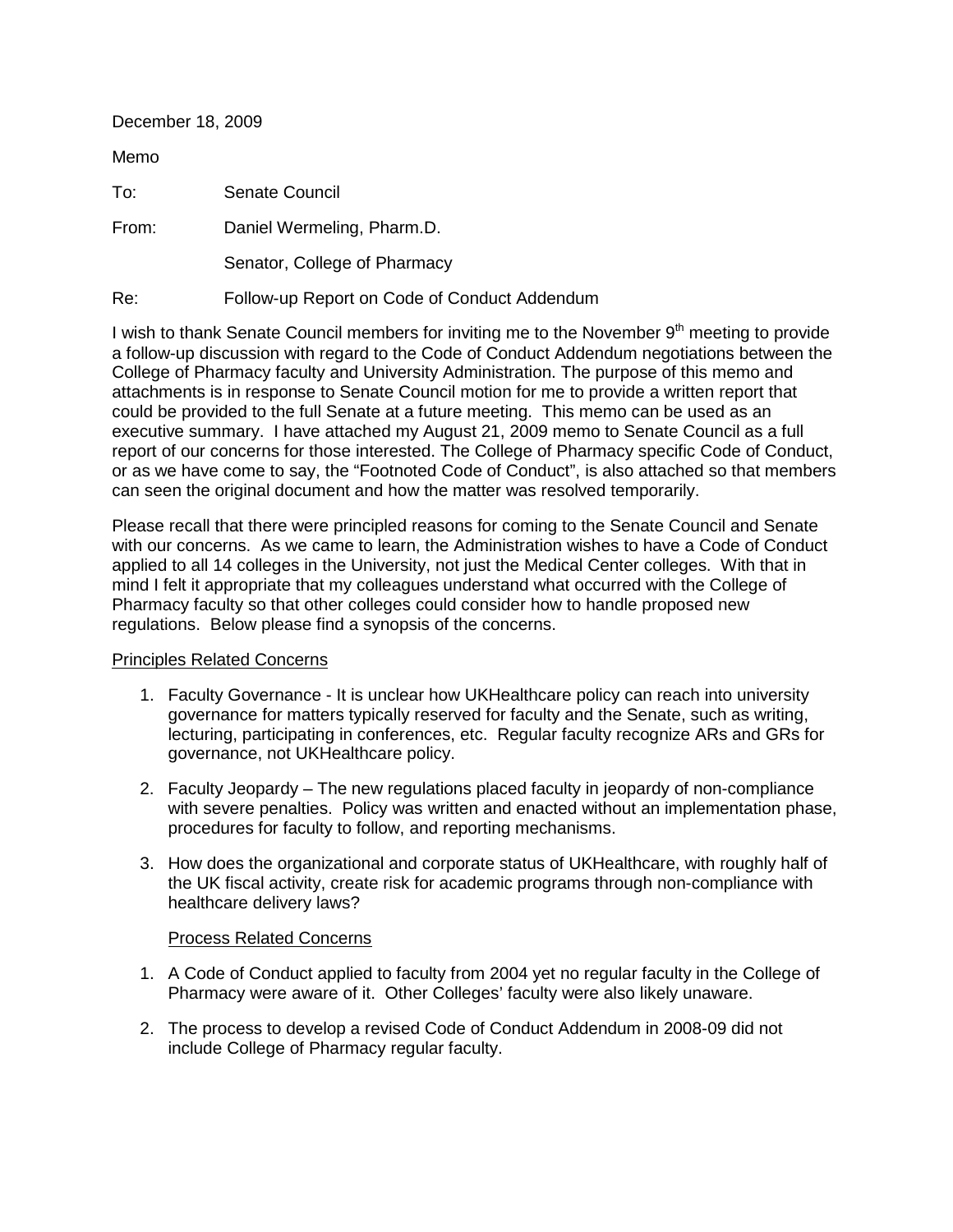December 18, 2009

Memo

To: Senate Council

From: Daniel Wermeling, Pharm.D.

Senator, College of Pharmacy

Re: Follow-up Report on Code of Conduct Addendum

I wish to thank Senate Council members for inviting me to the November 9th meeting to provide a follow-up discussion with regard to the Code of Conduct Addendum negotiations between the College of Pharmacy faculty and University Administration. The purpose of this memo and attachments is in response to Senate Council motion for me to provide a written report that could be provided to the full Senate at a future meeting. This memo can be used as an executive summary. I have attached my August 21, 2009 memo to Senate Council as a full report of our concerns for those interested. The College of Pharmacy specific Code of Conduct, or as we have come to say, the "Footnoted Code of Conduct", is also attached so that members can seen the original document and how the matter was resolved temporarily.

Please recall that there were principled reasons for coming to the Senate Council and Senate with our concerns. As we came to learn, the Administration wishes to have a Code of Conduct applied to all 14 colleges in the University, not just the Medical Center colleges. With that in mind I felt it appropriate that my colleagues understand what occurred with the College of Pharmacy faculty so that other colleges could consider how to handle proposed new regulations. Below please find a synopsis of the concerns.

<u>Principles Related Concerns</u>

1. Faculty Governance - It is unclear how UKHealthcare policy can reach into university governance for matters typically reserved for faculty and the Senate, such as writing, lecturing, participating in conferences, etc. Regular faculty recognize ARs and GRs for governance, not UKHealthcare policy.
2. Faculty Jeopardy – The new regulations placed faculty in jeopardy of non-compliance with severe penalties. Policy was written and enacted without an implementation phase, procedures for faculty to follow, and reporting mechanisms.
3. How does the organizational and corporate status of UKHealthcare, with roughly half of the UK fiscal activity, create risk for academic programs through non-compliance with healthcare delivery laws?

<u>Process Related Concerns</u>

1. A Code of Conduct applied to faculty from 2004 yet no regular faculty in the College of Pharmacy were aware of it. Other Colleges' faculty were also likely unaware.
2. The process to develop a revised Code of Conduct Addendum in 2008-09 did not include College of Pharmacy regular faculty.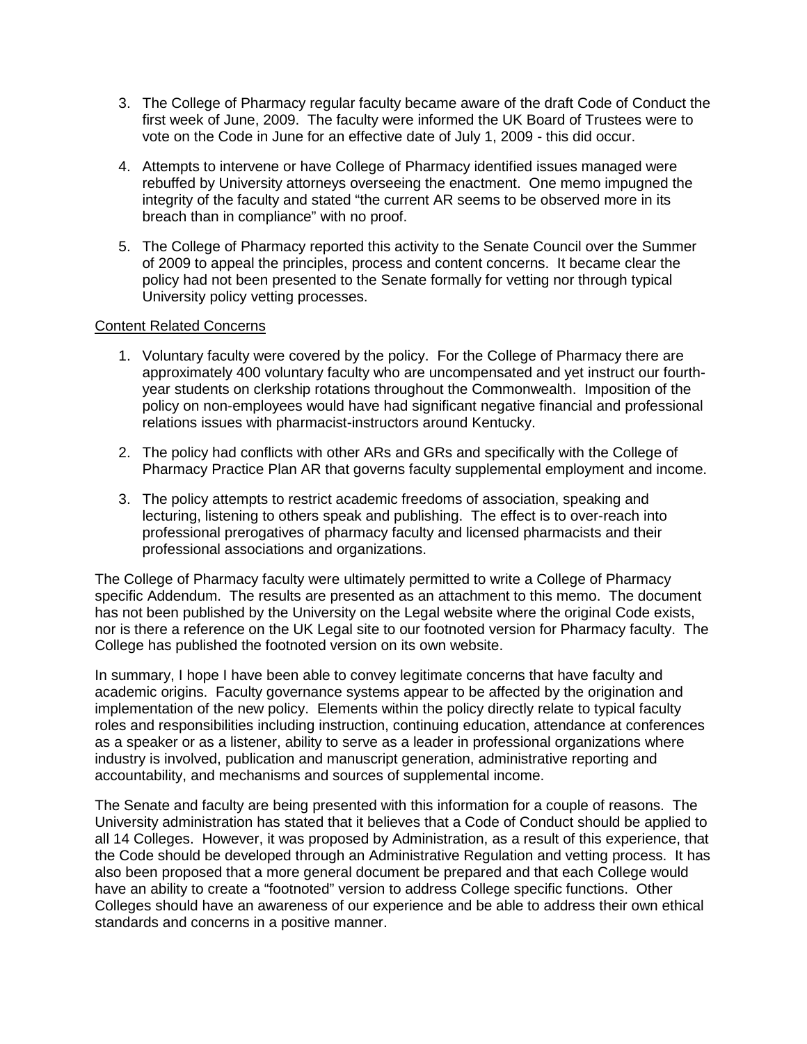3. The College of Pharmacy regular faculty became aware of the draft Code of Conduct the first week of June, 2009. The faculty were informed the UK Board of Trustees were to vote on the Code in June for an effective date of July 1, 2009 - this did occur.

4. Attempts to intervene or have College of Pharmacy identified issues managed were rebuffed by University attorneys overseeing the enactment. One memo impugned the integrity of the faculty and stated "the current AR seems to be observed more in its breach than in compliance" with no proof.

5. The College of Pharmacy reported this activity to the Senate Council over the Summer of 2009 to appeal the principles, process and content concerns. It became clear the policy had not been presented to the Senate formally for vetting nor through typical University policy vetting processes.

Content Related Concerns

1. Voluntary faculty were covered by the policy. For the College of Pharmacy there are approximately 400 voluntary faculty who are uncompensated and yet instruct our fourth-year students on clerkship rotations throughout the Commonwealth. Imposition of the policy on non-employees would have had significant negative financial and professional relations issues with pharmacist-instructors around Kentucky.

2. The policy had conflicts with other ARs and GRs and specifically with the College of Pharmacy Practice Plan AR that governs faculty supplemental employment and income.

3. The policy attempts to restrict academic freedoms of association, speaking and lecturing, listening to others speak and publishing. The effect is to over-reach into professional prerogatives of pharmacy faculty and licensed pharmacists and their professional associations and organizations.

The College of Pharmacy faculty were ultimately permitted to write a College of Pharmacy specific Addendum. The results are presented as an attachment to this memo. The document has not been published by the University on the Legal website where the original Code exists, nor is there a reference on the UK Legal site to our footnoted version for Pharmacy faculty. The College has published the footnoted version on its own website.

In summary, I hope I have been able to convey legitimate concerns that have faculty and academic origins. Faculty governance systems appear to be affected by the origination and implementation of the new policy. Elements within the policy directly relate to typical faculty roles and responsibilities including instruction, continuing education, attendance at conferences as a speaker or as a listener, ability to serve as a leader in professional organizations where industry is involved, publication and manuscript generation, administrative reporting and accountability, and mechanisms and sources of supplemental income.

The Senate and faculty are being presented with this information for a couple of reasons. The University administration has stated that it believes that a Code of Conduct should be applied to all 14 Colleges. However, it was proposed by Administration, as a result of this experience, that the Code should be developed through an Administrative Regulation and vetting process. It has also been proposed that a more general document be prepared and that each College would have an ability to create a "footnoted" version to address College specific functions. Other Colleges should have an awareness of our experience and be able to address their own ethical standards and concerns in a positive manner.